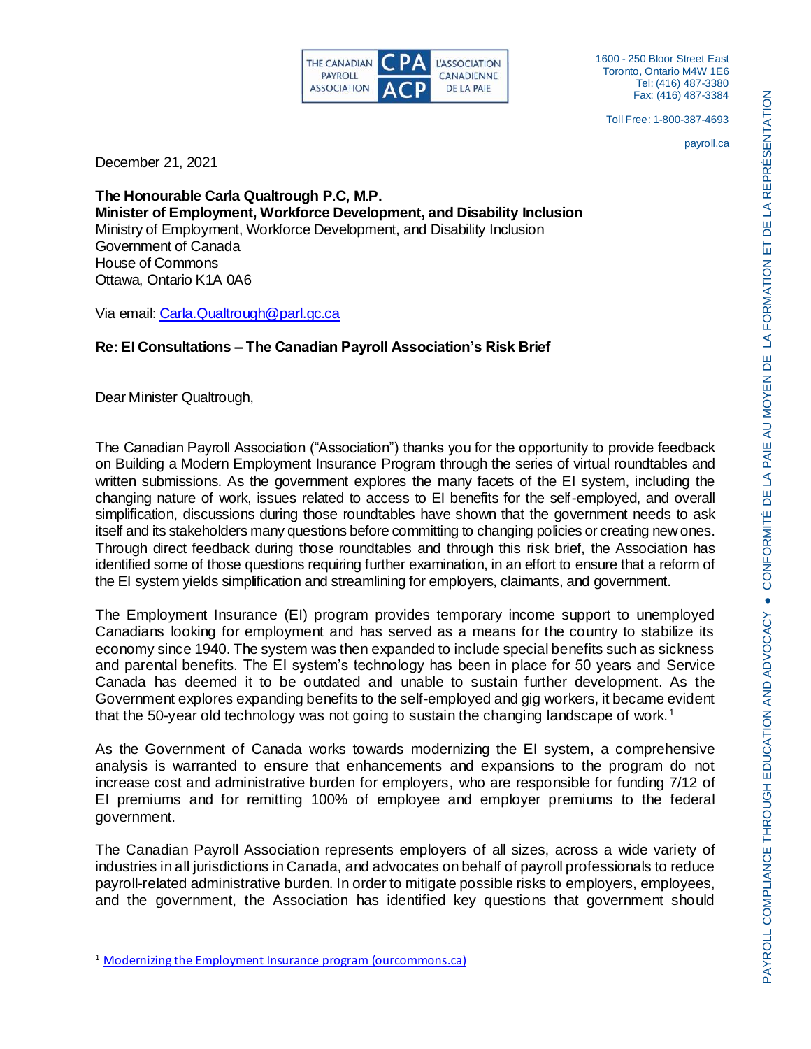THE CANADIAN PAYROLL ASSOCIATION | CPA ACP | L'ASSOCIATION CANADIENNE DE LA PAIE

1600 - 250 Bloor Street East
Toronto, Ontario M4W 1E6
Tel: (416) 487-3380
Fax: (416) 487-3384

Toll Free: 1-800-387-4693

payroll.ca

PAYROLL COMPLIANCE THROUGH EDUCATION AND ADVOCACY • CONFORMITÉ DE LA PAIE AU MOYEN DE LA FORMATION ET DE LA REPRÉSENTATION

December 21, 2021

**The Honourable Carla Qualtrough P.C, M.P.**
**Minister of Employment, Workforce Development, and Disability Inclusion**
Ministry of Employment, Workforce Development, and Disability Inclusion
Government of Canada
House of Commons
Ottawa, Ontario K1A 0A6

Via email: Carla.Qualtrough@parl.gc.ca

**Re: EI Consultations – The Canadian Payroll Association's Risk Brief**

Dear Minister Qualtrough,

The Canadian Payroll Association ("Association") thanks you for the opportunity to provide feedback on Building a Modern Employment Insurance Program through the series of virtual roundtables and written submissions. As the government explores the many facets of the EI system, including the changing nature of work, issues related to access to EI benefits for the self-employed, and overall simplification, discussions during those roundtables have shown that the government needs to ask itself and its stakeholders many questions before committing to changing policies or creating new ones. Through direct feedback during those roundtables and through this risk brief, the Association has identified some of those questions requiring further examination, in an effort to ensure that a reform of the EI system yields simplification and streamlining for employers, claimants, and government.

The Employment Insurance (EI) program provides temporary income support to unemployed Canadians looking for employment and has served as a means for the country to stabilize its economy since 1940. The system was then expanded to include special benefits such as sickness and parental benefits. The EI system's technology has been in place for 50 years and Service Canada has deemed it to be outdated and unable to sustain further development. As the Government explores expanding benefits to the self-employed and gig workers, it became evident that the 50-year old technology was not going to sustain the changing landscape of work.[1]

As the Government of Canada works towards modernizing the EI system, a comprehensive analysis is warranted to ensure that enhancements and expansions to the program do not increase cost and administrative burden for employers, who are responsible for funding 7/12 of EI premiums and for remitting 100% of employee and employer premiums to the federal government.

The Canadian Payroll Association represents employers of all sizes, across a wide variety of industries in all jurisdictions in Canada, and advocates on behalf of payroll professionals to reduce payroll-related administrative burden. In order to mitigate possible risks to employers, employees, and the government, the Association has identified key questions that government should

[1] Modernizing the Employment Insurance program (ourcommons.ca)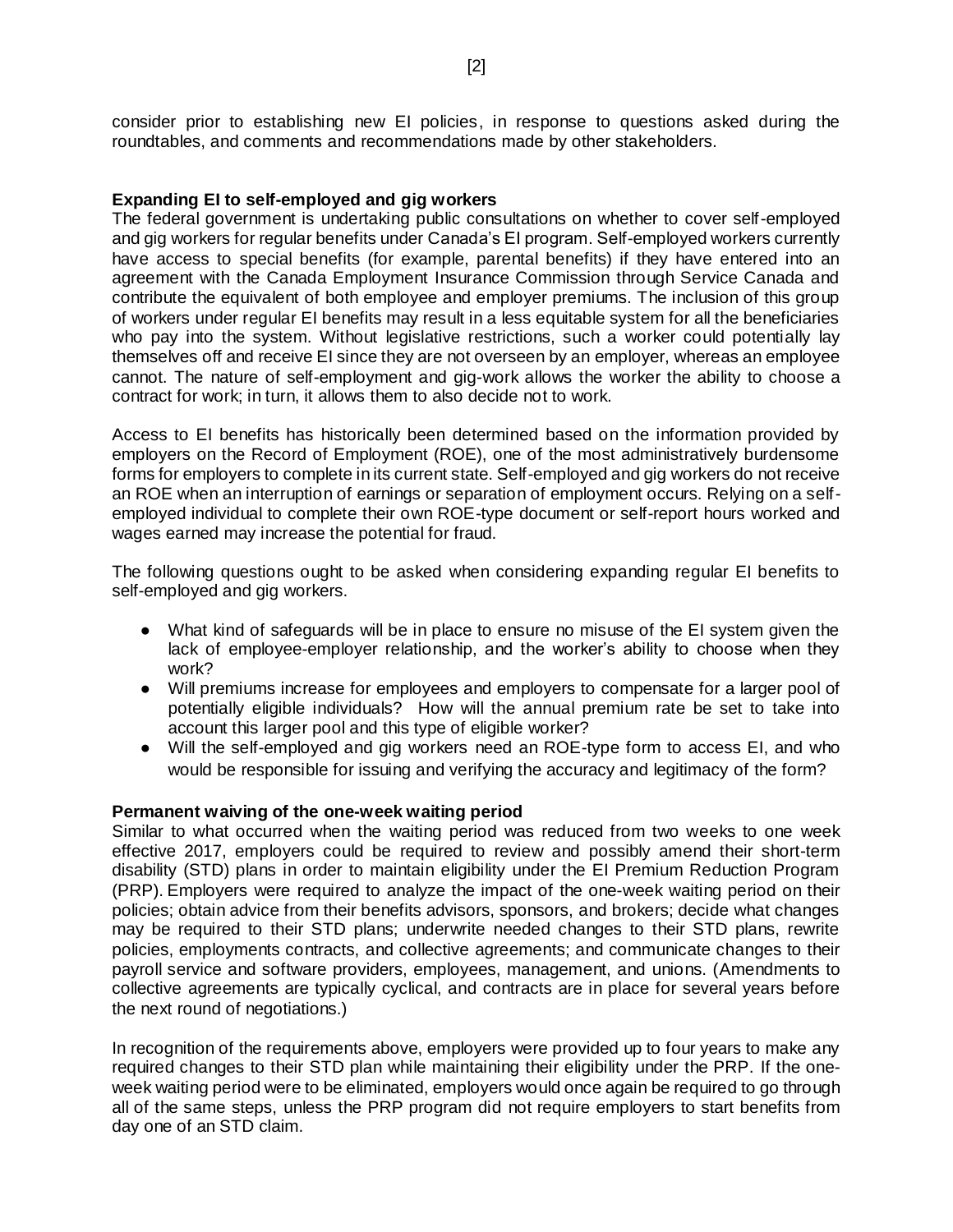consider prior to establishing new EI policies, in response to questions asked during the roundtables, and comments and recommendations made by other stakeholders.

**Expanding EI to self-employed and gig workers**

The federal government is undertaking public consultations on whether to cover self-employed and gig workers for regular benefits under Canada's EI program. Self-employed workers currently have access to special benefits (for example, parental benefits) if they have entered into an agreement with the Canada Employment Insurance Commission through Service Canada and contribute the equivalent of both employee and employer premiums. The inclusion of this group of workers under regular EI benefits may result in a less equitable system for all the beneficiaries who pay into the system. Without legislative restrictions, such a worker could potentially lay themselves off and receive EI since they are not overseen by an employer, whereas an employee cannot. The nature of self-employment and gig-work allows the worker the ability to choose a contract for work; in turn, it allows them to also decide not to work.

Access to EI benefits has historically been determined based on the information provided by employers on the Record of Employment (ROE), one of the most administratively burdensome forms for employers to complete in its current state. Self-employed and gig workers do not receive an ROE when an interruption of earnings or separation of employment occurs. Relying on a self-employed individual to complete their own ROE-type document or self-report hours worked and wages earned may increase the potential for fraud.

The following questions ought to be asked when considering expanding regular EI benefits to self-employed and gig workers.

- What kind of safeguards will be in place to ensure no misuse of the EI system given the lack of employee-employer relationship, and the worker's ability to choose when they work?
- Will premiums increase for employees and employers to compensate for a larger pool of potentially eligible individuals? How will the annual premium rate be set to take into account this larger pool and this type of eligible worker?
- Will the self-employed and gig workers need an ROE-type form to access EI, and who would be responsible for issuing and verifying the accuracy and legitimacy of the form?

**Permanent waiving of the one-week waiting period**

Similar to what occurred when the waiting period was reduced from two weeks to one week effective 2017, employers could be required to review and possibly amend their short-term disability (STD) plans in order to maintain eligibility under the EI Premium Reduction Program (PRP). Employers were required to analyze the impact of the one-week waiting period on their policies; obtain advice from their benefits advisors, sponsors, and brokers; decide what changes may be required to their STD plans; underwrite needed changes to their STD plans, rewrite policies, employments contracts, and collective agreements; and communicate changes to their payroll service and software providers, employees, management, and unions. (Amendments to collective agreements are typically cyclical, and contracts are in place for several years before the next round of negotiations.)

In recognition of the requirements above, employers were provided up to four years to make any required changes to their STD plan while maintaining their eligibility under the PRP. If the one-week waiting period were to be eliminated, employers would once again be required to go through all of the same steps, unless the PRP program did not require employers to start benefits from day one of an STD claim.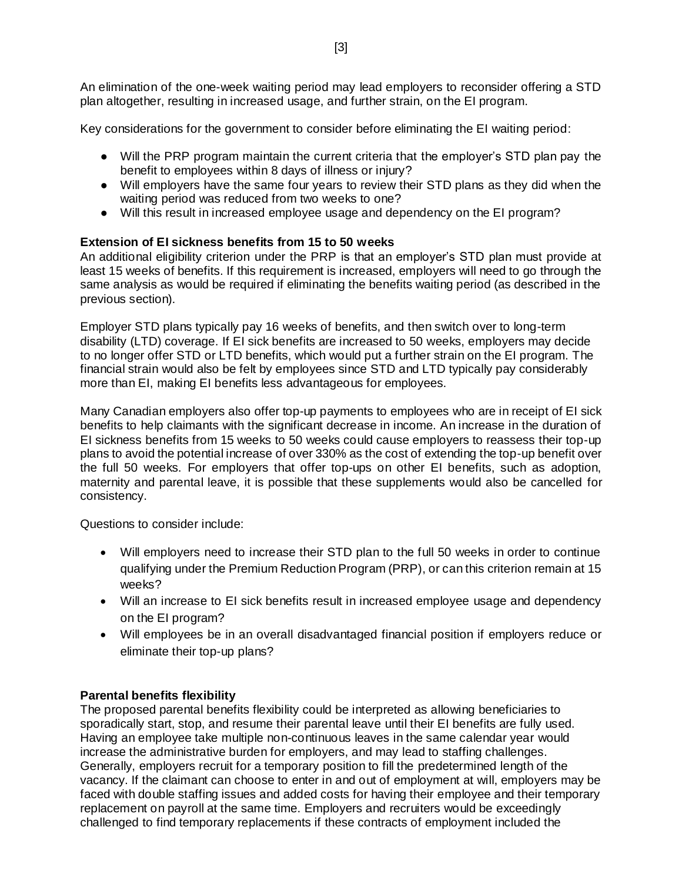An elimination of the one-week waiting period may lead employers to reconsider offering a STD plan altogether, resulting in increased usage, and further strain, on the EI program.

Key considerations for the government to consider before eliminating the EI waiting period:

- Will the PRP program maintain the current criteria that the employer's STD plan pay the benefit to employees within 8 days of illness or injury?
- Will employers have the same four years to review their STD plans as they did when the waiting period was reduced from two weeks to one?
- Will this result in increased employee usage and dependency on the EI program?

**Extension of EI sickness benefits from 15 to 50 weeks**

An additional eligibility criterion under the PRP is that an employer's STD plan must provide at least 15 weeks of benefits. If this requirement is increased, employers will need to go through the same analysis as would be required if eliminating the benefits waiting period (as described in the previous section).

Employer STD plans typically pay 16 weeks of benefits, and then switch over to long-term disability (LTD) coverage. If EI sick benefits are increased to 50 weeks, employers may decide to no longer offer STD or LTD benefits, which would put a further strain on the EI program. The financial strain would also be felt by employees since STD and LTD typically pay considerably more than EI, making EI benefits less advantageous for employees.

Many Canadian employers also offer top-up payments to employees who are in receipt of EI sick benefits to help claimants with the significant decrease in income. An increase in the duration of EI sickness benefits from 15 weeks to 50 weeks could cause employers to reassess their top-up plans to avoid the potential increase of over 330% as the cost of extending the top-up benefit over the full 50 weeks. For employers that offer top-ups on other EI benefits, such as adoption, maternity and parental leave, it is possible that these supplements would also be cancelled for consistency.

Questions to consider include:

- Will employers need to increase their STD plan to the full 50 weeks in order to continue qualifying under the Premium Reduction Program (PRP), or can this criterion remain at 15 weeks?
- Will an increase to EI sick benefits result in increased employee usage and dependency on the EI program?
- Will employees be in an overall disadvantaged financial position if employers reduce or eliminate their top-up plans?

**Parental benefits flexibility**

The proposed parental benefits flexibility could be interpreted as allowing beneficiaries to sporadically start, stop, and resume their parental leave until their EI benefits are fully used. Having an employee take multiple non-continuous leaves in the same calendar year would increase the administrative burden for employers, and may lead to staffing challenges. Generally, employers recruit for a temporary position to fill the predetermined length of the vacancy. If the claimant can choose to enter in and out of employment at will, employers may be faced with double staffing issues and added costs for having their employee and their temporary replacement on payroll at the same time. Employers and recruiters would be exceedingly challenged to find temporary replacements if these contracts of employment included the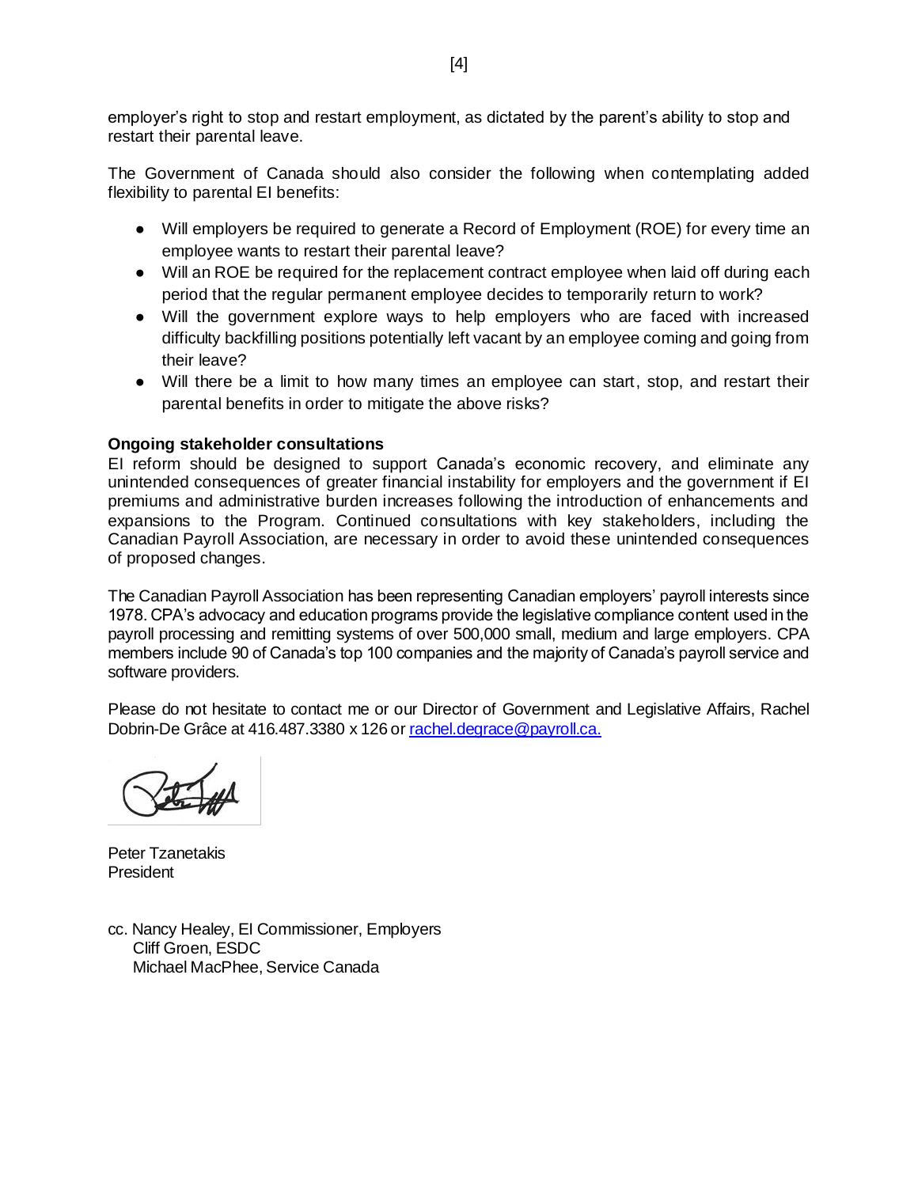employer's right to stop and restart employment, as dictated by the parent's ability to stop and restart their parental leave.

The Government of Canada should also consider the following when contemplating added flexibility to parental EI benefits:

- Will employers be required to generate a Record of Employment (ROE) for every time an employee wants to restart their parental leave?
- Will an ROE be required for the replacement contract employee when laid off during each period that the regular permanent employee decides to temporarily return to work?
- Will the government explore ways to help employers who are faced with increased difficulty backfilling positions potentially left vacant by an employee coming and going from their leave?
- Will there be a limit to how many times an employee can start, stop, and restart their parental benefits in order to mitigate the above risks?

**Ongoing stakeholder consultations**

EI reform should be designed to support Canada's economic recovery, and eliminate any unintended consequences of greater financial instability for employers and the government if EI premiums and administrative burden increases following the introduction of enhancements and expansions to the Program. Continued consultations with key stakeholders, including the Canadian Payroll Association, are necessary in order to avoid these unintended consequences of proposed changes.

The Canadian Payroll Association has been representing Canadian employers' payroll interests since 1978. CPA's advocacy and education programs provide the legislative compliance content used in the payroll processing and remitting systems of over 500,000 small, medium and large employers. CPA members include 90 of Canada's top 100 companies and the majority of Canada's payroll service and software providers.

Please do not hesitate to contact me or our Director of Government and Legislative Affairs, Rachel Dobrin-De Grâce at 416.487.3380 x 126 or [rachel.degrace@payroll.ca.](mailto:rachel.degrace@payroll.ca)

Peter Tzanetakis
President

cc. Nancy Healey, EI Commissioner, Employers
Cliff Groen, ESDC
Michael MacPhee, Service Canada